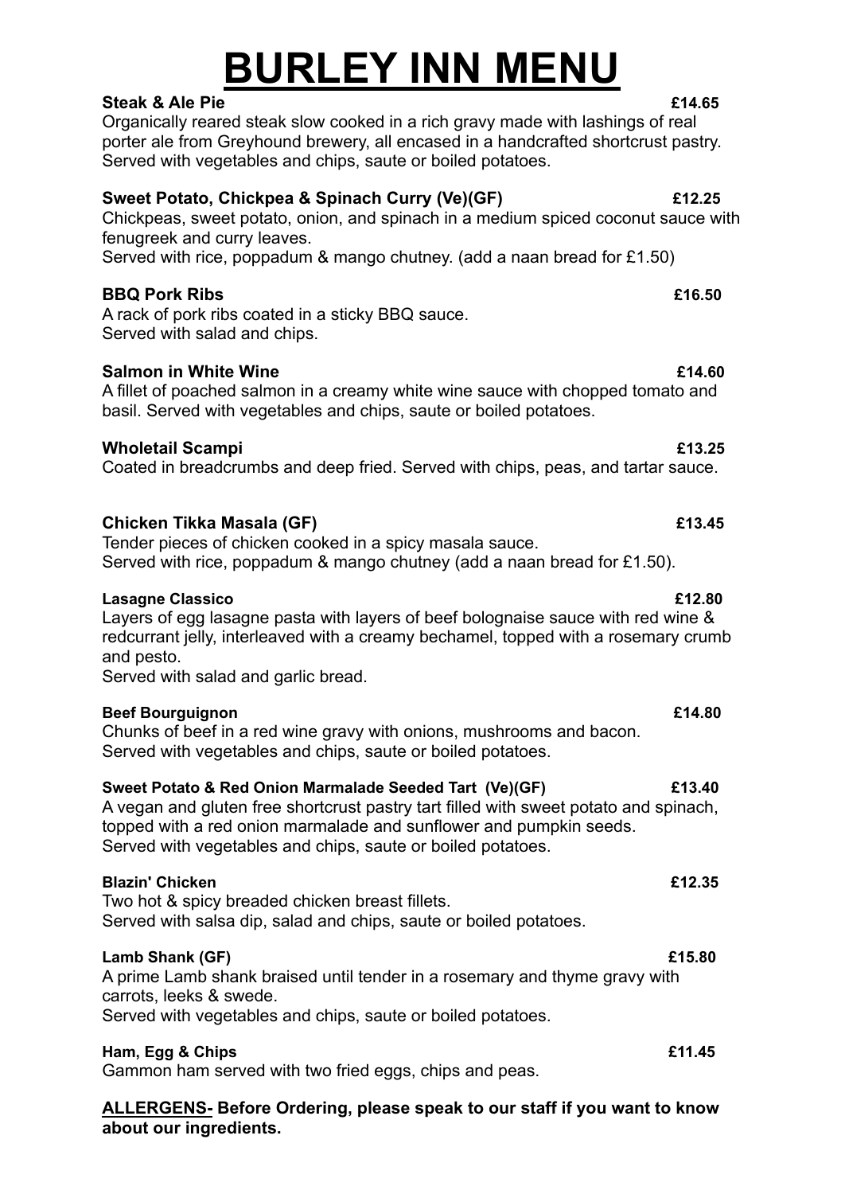# BURLEY INN MENU

**Steak & Ale Pie** **£14.65**
Organically reared steak slow cooked in a rich gravy made with lashings of real porter ale from Greyhound brewery, all encased in a handcrafted shortcrust pastry. Served with vegetables and chips, saute or boiled potatoes.

**Sweet Potato, Chickpea & Spinach Curry (Ve)(GF)** **£12.25**
Chickpeas, sweet potato, onion, and spinach in a medium spiced coconut sauce with fenugreek and curry leaves.
Served with rice, poppadum & mango chutney. (add a naan bread for £1.50)

**BBQ Pork Ribs** **£16.50**
A rack of pork ribs coated in a sticky BBQ sauce.
Served with salad and chips.

**Salmon in White Wine** **£14.60**
A fillet of poached salmon in a creamy white wine sauce with chopped tomato and basil. Served with vegetables and chips, saute or boiled potatoes.

**Wholetail Scampi** **£13.25**
Coated in breadcrumbs and deep fried. Served with chips, peas, and tartar sauce.

**Chicken Tikka Masala (GF)** **£13.45**
Tender pieces of chicken cooked in a spicy masala sauce.
Served with rice, poppadum & mango chutney (add a naan bread for £1.50).

**Lasagne Classico** **£12.80**
Layers of egg lasagne pasta with layers of beef bolognaise sauce with red wine & redcurrant jelly, interleaved with a creamy bechamel, topped with a rosemary crumb and pesto.
Served with salad and garlic bread.

**Beef Bourguignon** **£14.80**
Chunks of beef in a red wine gravy with onions, mushrooms and bacon.
Served with vegetables and chips, saute or boiled potatoes.

**Sweet Potato & Red Onion Marmalade Seeded Tart (Ve)(GF)** **£13.40**
A vegan and gluten free shortcrust pastry tart filled with sweet potato and spinach, topped with a red onion marmalade and sunflower and pumpkin seeds.
Served with vegetables and chips, saute or boiled potatoes.

**Blazin' Chicken** **£12.35**
Two hot & spicy breaded chicken breast fillets.
Served with salsa dip, salad and chips, saute or boiled potatoes.

**Lamb Shank (GF)** **£15.80**
A prime Lamb shank braised until tender in a rosemary and thyme gravy with carrots, leeks & swede.
Served with vegetables and chips, saute or boiled potatoes.

**Ham, Egg & Chips** **£11.45**
Gammon ham served with two fried eggs, chips and peas.

**ALLERGENS- Before Ordering, please speak to our staff if you want to know about our ingredients.**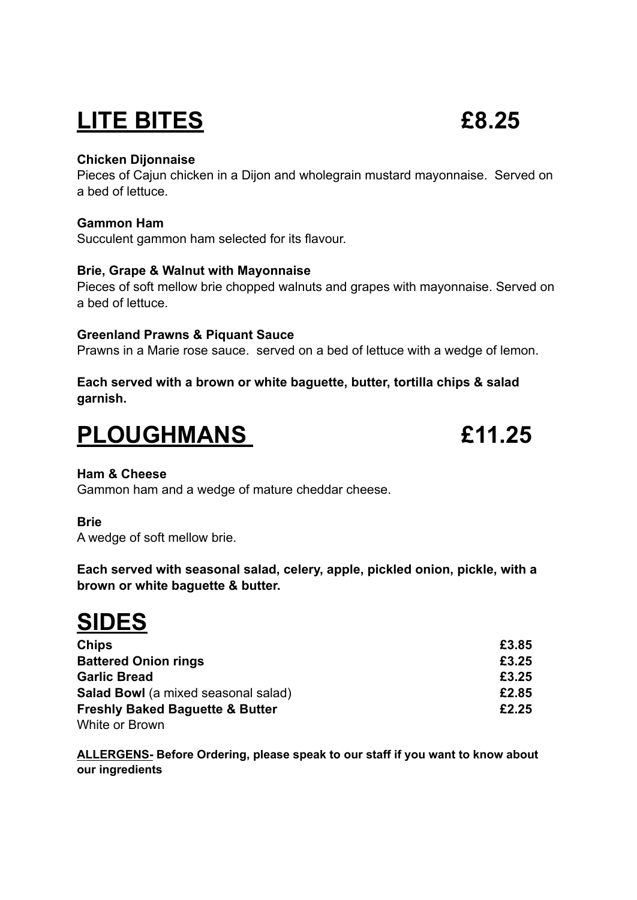# LITE BITES £8.25

**Chicken Dijonnaise**
Pieces of Cajun chicken in a Dijon and wholegrain mustard mayonnaise. Served on a bed of lettuce.

**Gammon Ham**
Succulent gammon ham selected for its flavour.

**Brie, Grape & Walnut with Mayonnaise**
Pieces of soft mellow brie chopped walnuts and grapes with mayonnaise. Served on a bed of lettuce.

**Greenland Prawns & Piquant Sauce**
Prawns in a Marie rose sauce. served on a bed of lettuce with a wedge of lemon.

**Each served with a brown or white baguette, butter, tortilla chips & salad garnish.**

# PLOUGHMANS £11.25

**Ham & Cheese**
Gammon ham and a wedge of mature cheddar cheese.

**Brie**
A wedge of soft mellow brie.

**Each served with seasonal salad, celery, apple, pickled onion, pickle, with a brown or white baguette & butter.**

# SIDES

| | |
|---|---|
| **Chips** | **£3.85** |
| **Battered Onion rings** | **£3.25** |
| **Garlic Bread** | **£3.25** |
| **Salad Bowl** (a mixed seasonal salad) | **£2.85** |
| **Freshly Baked Baguette & Butter** White or Brown | **£2.25** |

**ALLERGENS- Before Ordering, please speak to our staff if you want to know about our ingredients**